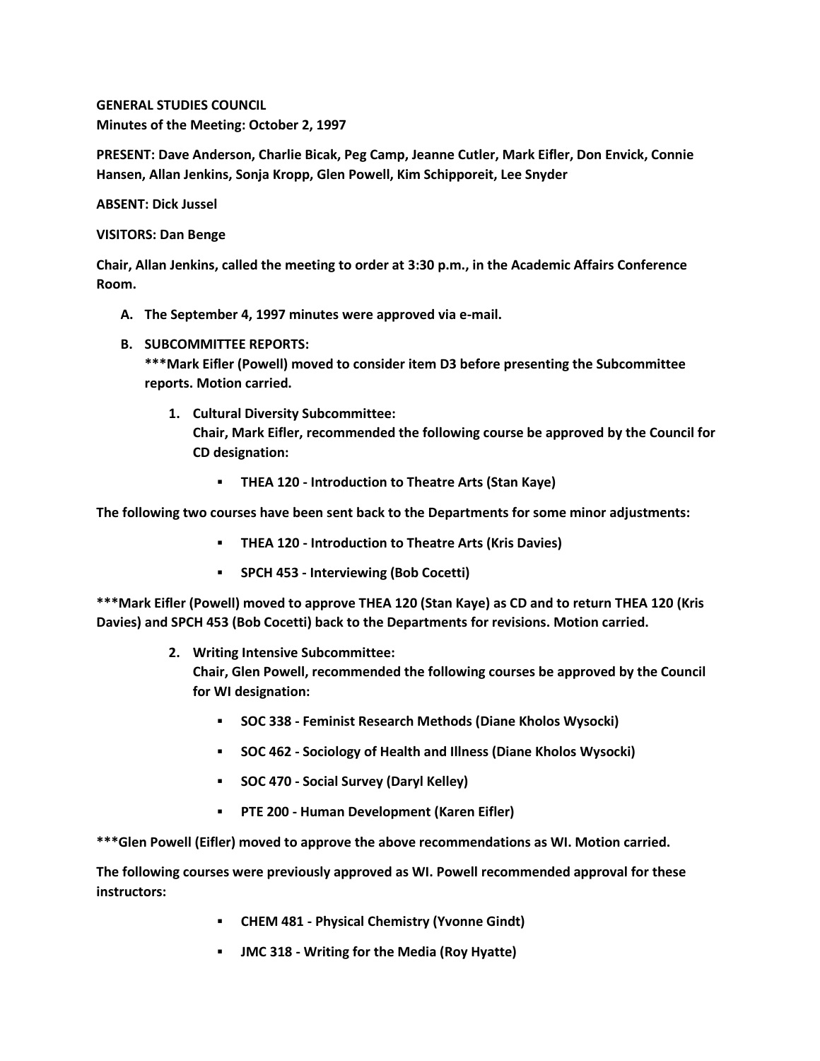**GENERAL STUDIES COUNCIL**
**Minutes of the Meeting: October 2, 1997**

**PRESENT: Dave Anderson, Charlie Bicak, Peg Camp, Jeanne Cutler, Mark Eifler, Don Envick, Connie Hansen, Allan Jenkins, Sonja Kropp, Glen Powell, Kim Schipporeit, Lee Snyder**

**ABSENT: Dick Jussel**

**VISITORS: Dan Benge**

**Chair, Allan Jenkins, called the meeting to order at 3:30 p.m., in the Academic Affairs Conference Room.**

A. **The September 4, 1997 minutes were approved via e-mail.**

B. **SUBCOMMITTEE REPORTS:**
   **\*\*\*Mark Eifler (Powell) moved to consider item D3 before presenting the Subcommittee reports. Motion carried.**

   1. **Cultural Diversity Subcommittee:**
      **Chair, Mark Eifler, recommended the following course be approved by the Council for CD designation:**

      - **THEA 120 - Introduction to Theatre Arts (Stan Kaye)**

**The following two courses have been sent back to the Departments for some minor adjustments:**

- **THEA 120 - Introduction to Theatre Arts (Kris Davies)**
- **SPCH 453 - Interviewing (Bob Cocetti)**

**\*\*\*Mark Eifler (Powell) moved to approve THEA 120 (Stan Kaye) as CD and to return THEA 120 (Kris Davies) and SPCH 453 (Bob Cocetti) back to the Departments for revisions. Motion carried.**

   2. **Writing Intensive Subcommittee:**
      **Chair, Glen Powell, recommended the following courses be approved by the Council for WI designation:**

      - **SOC 338 - Feminist Research Methods (Diane Kholos Wysocki)**
      - **SOC 462 - Sociology of Health and Illness (Diane Kholos Wysocki)**
      - **SOC 470 - Social Survey (Daryl Kelley)**
      - **PTE 200 - Human Development (Karen Eifler)**

**\*\*\*Glen Powell (Eifler) moved to approve the above recommendations as WI. Motion carried.**

**The following courses were previously approved as WI. Powell recommended approval for these instructors:**

- **CHEM 481 - Physical Chemistry (Yvonne Gindt)**
- **JMC 318 - Writing for the Media (Roy Hyatte)**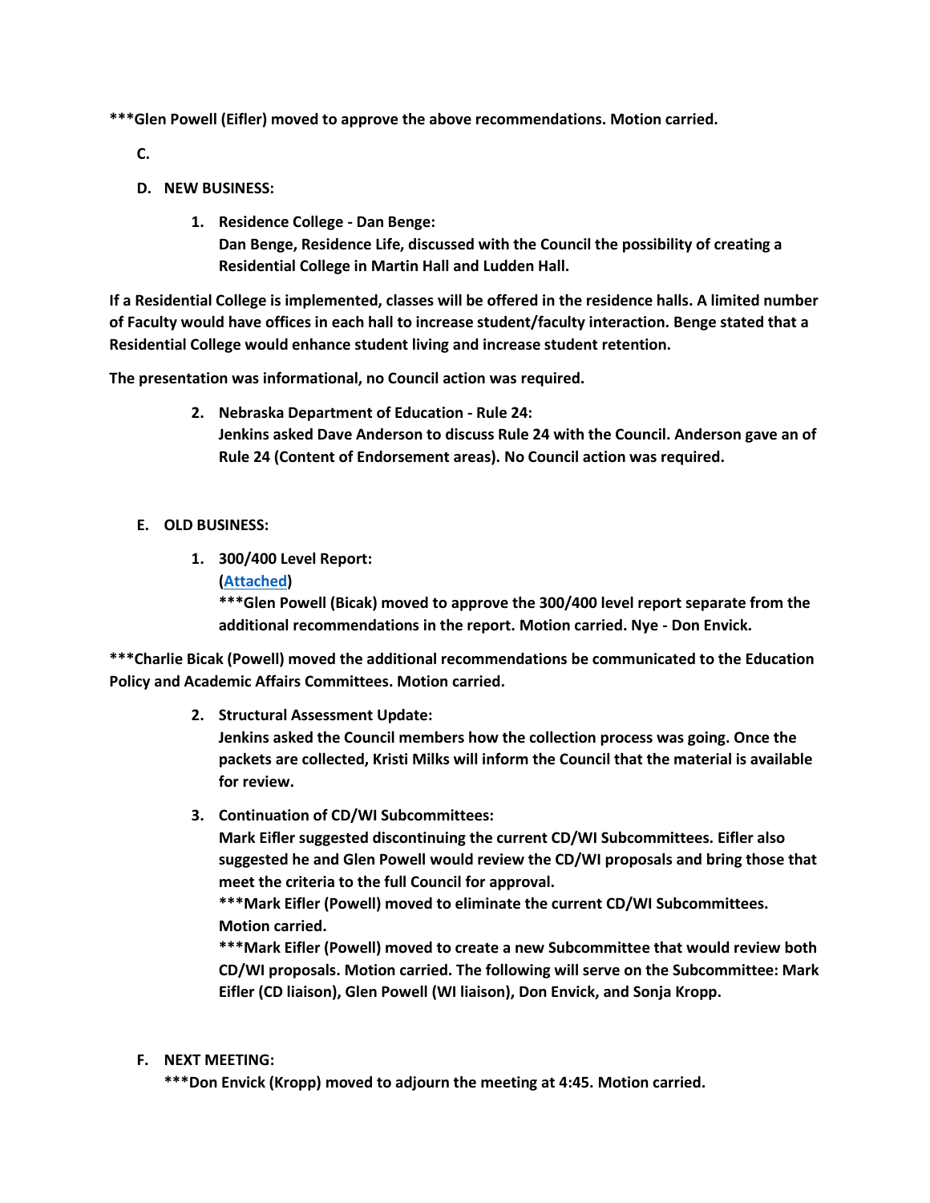**\*\*\*Glen Powell (Eifler) moved to approve the above recommendations. Motion carried.**

**C.**

**D. NEW BUSINESS:**

1. **Residence College - Dan Benge:**
   **Dan Benge, Residence Life, discussed with the Council the possibility of creating a Residential College in Martin Hall and Ludden Hall.**

**If a Residential College is implemented, classes will be offered in the residence halls. A limited number of Faculty would have offices in each hall to increase student/faculty interaction. Benge stated that a Residential College would enhance student living and increase student retention.**

**The presentation was informational, no Council action was required.**

2. **Nebraska Department of Education - Rule 24:**
   **Jenkins asked Dave Anderson to discuss Rule 24 with the Council. Anderson gave an of Rule 24 (Content of Endorsement areas). No Council action was required.**

**E. OLD BUSINESS:**

1. **300/400 Level Report:**
   **(Attached)**
   **\*\*\*Glen Powell (Bicak) moved to approve the 300/400 level report separate from the additional recommendations in the report. Motion carried. Nye - Don Envick.**

**\*\*\*Charlie Bicak (Powell) moved the additional recommendations be communicated to the Education Policy and Academic Affairs Committees. Motion carried.**

2. **Structural Assessment Update:**
   **Jenkins asked the Council members how the collection process was going. Once the packets are collected, Kristi Milks will inform the Council that the material is available for review.**

3. **Continuation of CD/WI Subcommittees:**
   **Mark Eifler suggested discontinuing the current CD/WI Subcommittees. Eifler also suggested he and Glen Powell would review the CD/WI proposals and bring those that meet the criteria to the full Council for approval.**
   **\*\*\*Mark Eifler (Powell) moved to eliminate the current CD/WI Subcommittees. Motion carried.**
   **\*\*\*Mark Eifler (Powell) moved to create a new Subcommittee that would review both CD/WI proposals. Motion carried. The following will serve on the Subcommittee: Mark Eifler (CD liaison), Glen Powell (WI liaison), Don Envick, and Sonja Kropp.**

**F. NEXT MEETING:**
**\*\*\*Don Envick (Kropp) moved to adjourn the meeting at 4:45. Motion carried.**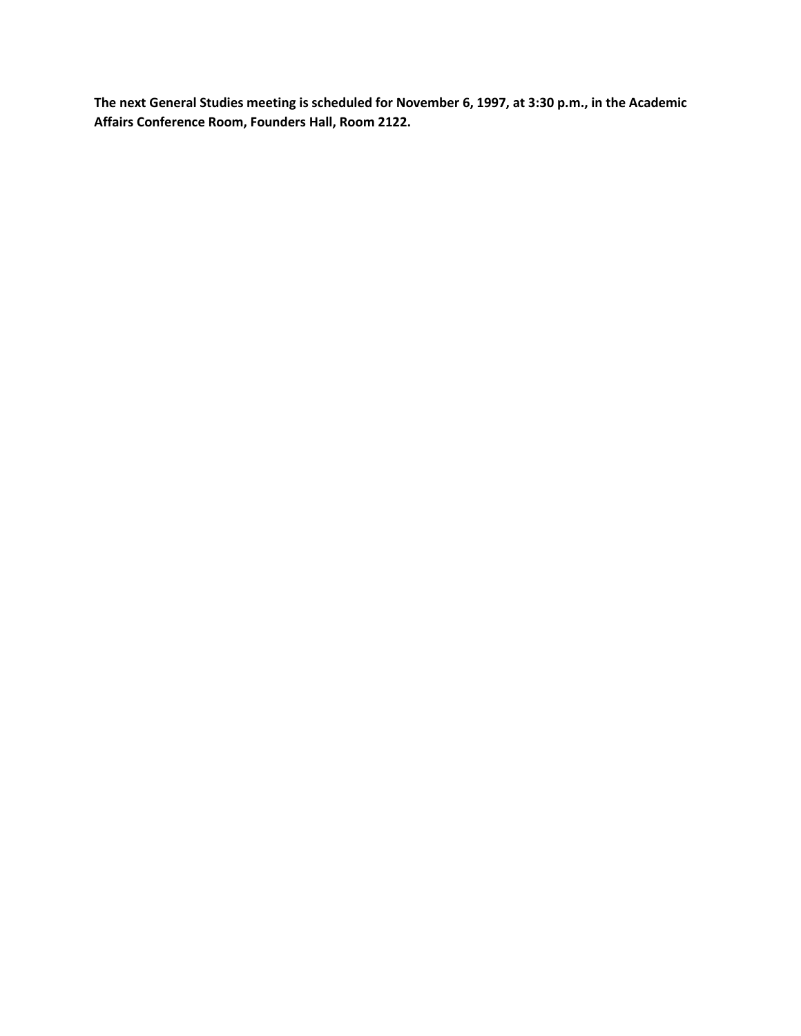**The next General Studies meeting is scheduled for November 6, 1997, at 3:30 p.m., in the Academic Affairs Conference Room, Founders Hall, Room 2122.**